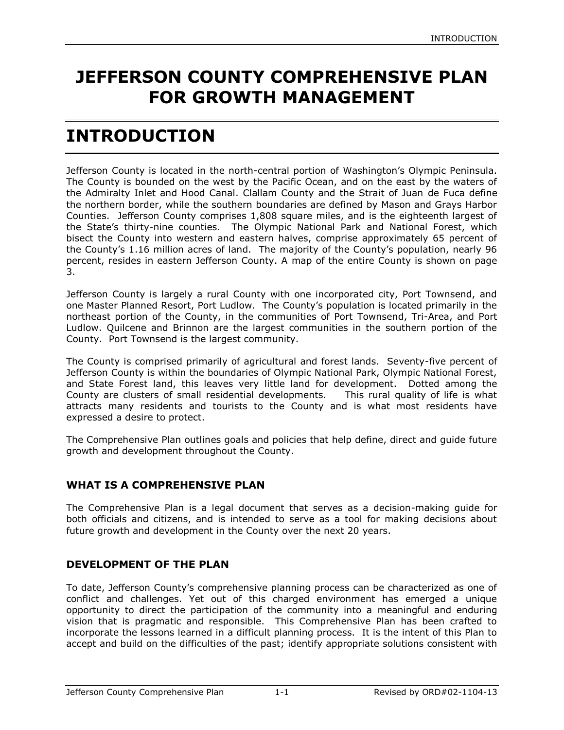# JEFFERSON COUNTY COMPREHENSIVE PLAN FOR GROWTH MANAGEMENT

# INTRODUCTION

Jefferson County is located in the north-central portion of Washington's Olympic Peninsula. The County is bounded on the west by the Pacific Ocean, and on the east by the waters of the Admiralty Inlet and Hood Canal. Clallam County and the Strait of Juan de Fuca define the northern border, while the southern boundaries are defined by Mason and Grays Harbor Counties. Jefferson County comprises 1,808 square miles, and is the eighteenth largest of the State's thirty-nine counties. The Olympic National Park and National Forest, which bisect the County into western and eastern halves, comprise approximately 65 percent of the County's 1.16 million acres of land. The majority of the County's population, nearly 96 percent, resides in eastern Jefferson County. A map of the entire County is shown on page 3.

Jefferson County is largely a rural County with one incorporated city, Port Townsend, and one Master Planned Resort, Port Ludlow. The County's population is located primarily in the northeast portion of the County, in the communities of Port Townsend, Tri-Area, and Port Ludlow. Quilcene and Brinnon are the largest communities in the southern portion of the County. Port Townsend is the largest community.

The County is comprised primarily of agricultural and forest lands. Seventy-five percent of Jefferson County is within the boundaries of Olympic National Park, Olympic National Forest, and State Forest land, this leaves very little land for development. Dotted among the County are clusters of small residential developments. This rural quality of life is what attracts many residents and tourists to the County and is what most residents have expressed a desire to protect.

The Comprehensive Plan outlines goals and policies that help define, direct and guide future growth and development throughout the County.

### WHAT IS A COMPREHENSIVE PLAN

The Comprehensive Plan is a legal document that serves as a decision-making guide for both officials and citizens, and is intended to serve as a tool for making decisions about future growth and development in the County over the next 20 years.

### DEVELOPMENT OF THE PLAN

To date, Jefferson County's comprehensive planning process can be characterized as one of conflict and challenges. Yet out of this charged environment has emerged a unique opportunity to direct the participation of the community into a meaningful and enduring vision that is pragmatic and responsible. This Comprehensive Plan has been crafted to incorporate the lessons learned in a difficult planning process. It is the intent of this Plan to accept and build on the difficulties of the past; identify appropriate solutions consistent with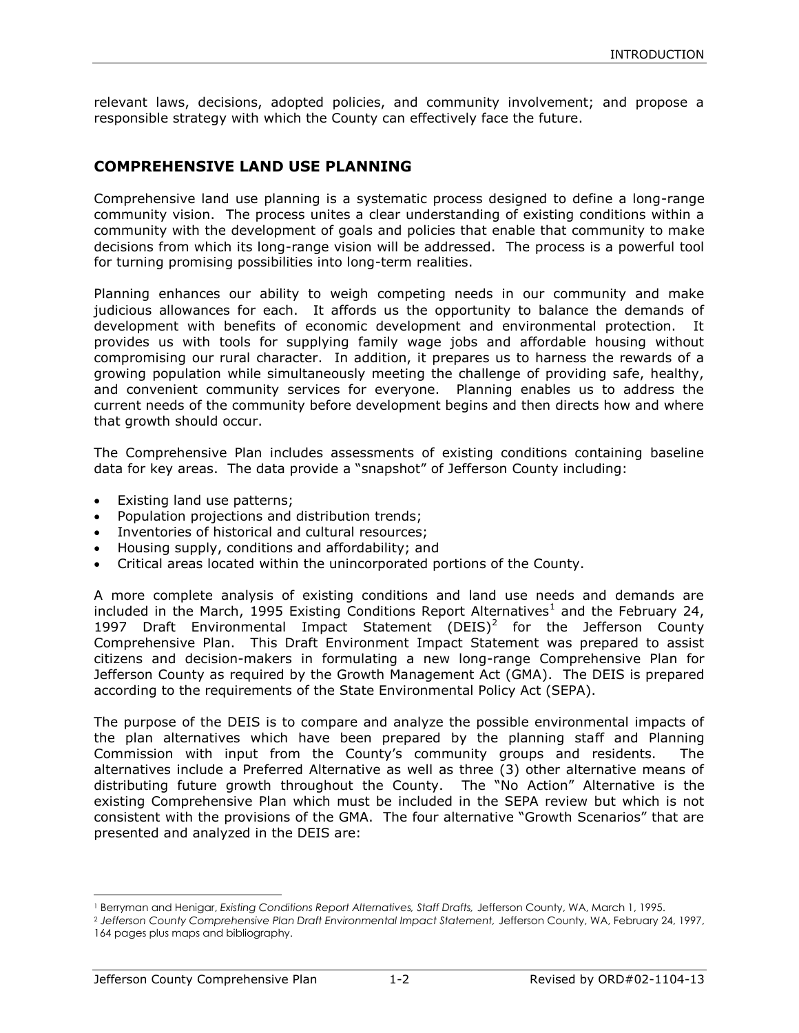relevant laws, decisions, adopted policies, and community involvement; and propose a responsible strategy with which the County can effectively face the future.

## COMPREHENSIVE LAND USE PLANNING

Comprehensive land use planning is a systematic process designed to define a long-range community vision. The process unites a clear understanding of existing conditions within a community with the development of goals and policies that enable that community to make decisions from which its long-range vision will be addressed. The process is a powerful tool for turning promising possibilities into long-term realities.

Planning enhances our ability to weigh competing needs in our community and make judicious allowances for each. It affords us the opportunity to balance the demands of development with benefits of economic development and environmental protection. It provides us with tools for supplying family wage jobs and affordable housing without compromising our rural character. In addition, it prepares us to harness the rewards of a growing population while simultaneously meeting the challenge of providing safe, healthy, and convenient community services for everyone. Planning enables us to address the current needs of the community before development begins and then directs how and where that growth should occur.

The Comprehensive Plan includes assessments of existing conditions containing baseline data for key areas. The data provide a "snapshot" of Jefferson County including:

- Existing land use patterns;
- Population projections and distribution trends;
- Inventories of historical and cultural resources;
- Housing supply, conditions and affordability; and
- Critical areas located within the unincorporated portions of the County.

A more complete analysis of existing conditions and land use needs and demands are included in the March, 1995 Existing Conditions Report Alternatives[1] and the February 24, 1997 Draft Environmental Impact Statement (DEIS)[2] for the Jefferson County Comprehensive Plan. This Draft Environment Impact Statement was prepared to assist citizens and decision-makers in formulating a new long-range Comprehensive Plan for Jefferson County as required by the Growth Management Act (GMA). The DEIS is prepared according to the requirements of the State Environmental Policy Act (SEPA).

The purpose of the DEIS is to compare and analyze the possible environmental impacts of the plan alternatives which have been prepared by the planning staff and Planning Commission with input from the County's community groups and residents. The alternatives include a Preferred Alternative as well as three (3) other alternative means of distributing future growth throughout the County. The "No Action" Alternative is the existing Comprehensive Plan which must be included in the SEPA review but which is not consistent with the provisions of the GMA. The four alternative "Growth Scenarios" that are presented and analyzed in the DEIS are:

---

[1] Berryman and Henigar, *Existing Conditions Report Alternatives, Staff Drafts,* Jefferson County, WA, March 1, 1995.

[2] *Jefferson County Comprehensive Plan Draft Environmental Impact Statement,* Jefferson County, WA, February 24, 1997, 164 pages plus maps and bibliography.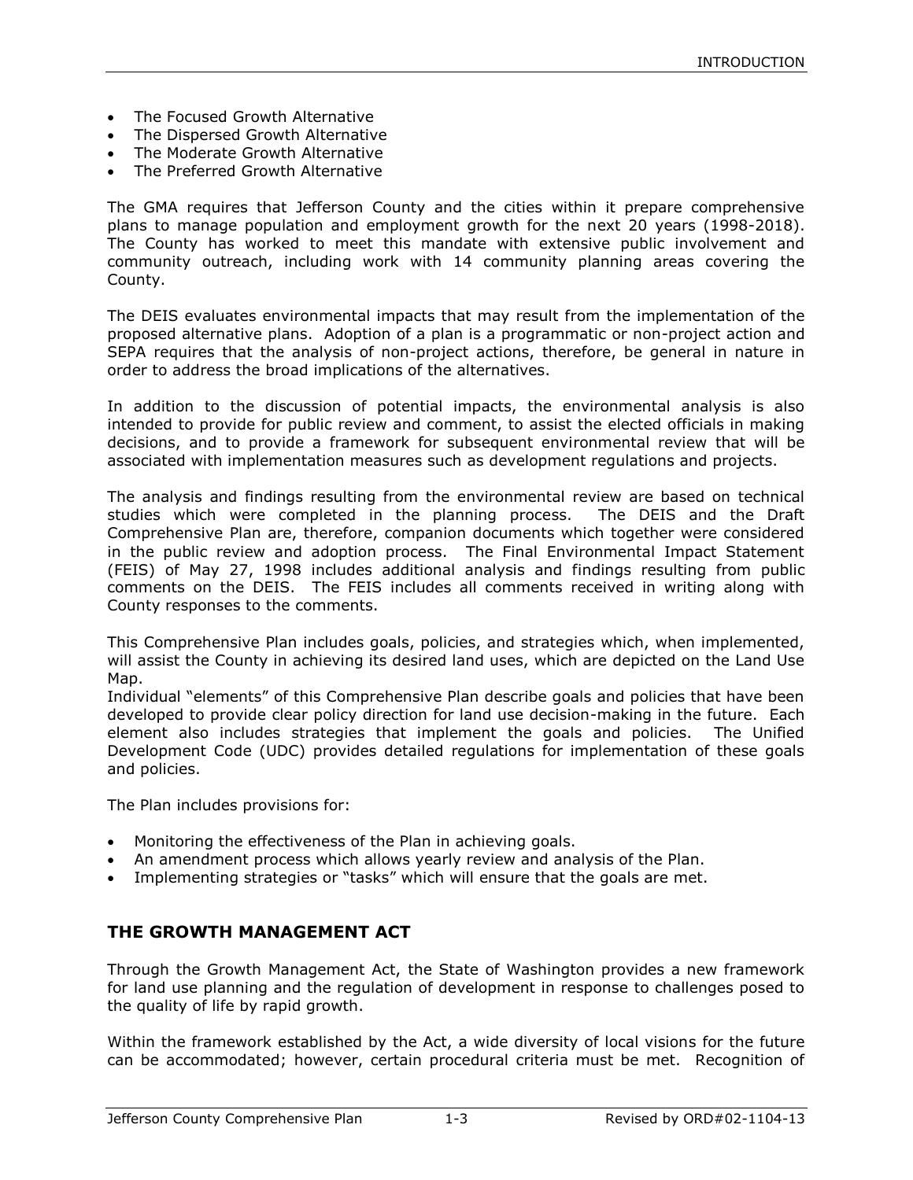- The Focused Growth Alternative
- The Dispersed Growth Alternative
- The Moderate Growth Alternative
- The Preferred Growth Alternative

The GMA requires that Jefferson County and the cities within it prepare comprehensive plans to manage population and employment growth for the next 20 years (1998-2018). The County has worked to meet this mandate with extensive public involvement and community outreach, including work with 14 community planning areas covering the County.

The DEIS evaluates environmental impacts that may result from the implementation of the proposed alternative plans. Adoption of a plan is a programmatic or non-project action and SEPA requires that the analysis of non-project actions, therefore, be general in nature in order to address the broad implications of the alternatives.

In addition to the discussion of potential impacts, the environmental analysis is also intended to provide for public review and comment, to assist the elected officials in making decisions, and to provide a framework for subsequent environmental review that will be associated with implementation measures such as development regulations and projects.

The analysis and findings resulting from the environmental review are based on technical studies which were completed in the planning process. The DEIS and the Draft Comprehensive Plan are, therefore, companion documents which together were considered in the public review and adoption process. The Final Environmental Impact Statement (FEIS) of May 27, 1998 includes additional analysis and findings resulting from public comments on the DEIS. The FEIS includes all comments received in writing along with County responses to the comments.

This Comprehensive Plan includes goals, policies, and strategies which, when implemented, will assist the County in achieving its desired land uses, which are depicted on the Land Use Map.

Individual "elements" of this Comprehensive Plan describe goals and policies that have been developed to provide clear policy direction for land use decision-making in the future. Each element also includes strategies that implement the goals and policies. The Unified Development Code (UDC) provides detailed regulations for implementation of these goals and policies.

The Plan includes provisions for:

- Monitoring the effectiveness of the Plan in achieving goals.
- An amendment process which allows yearly review and analysis of the Plan.
- Implementing strategies or "tasks" which will ensure that the goals are met.

## THE GROWTH MANAGEMENT ACT

Through the Growth Management Act, the State of Washington provides a new framework for land use planning and the regulation of development in response to challenges posed to the quality of life by rapid growth.

Within the framework established by the Act, a wide diversity of local visions for the future can be accommodated; however, certain procedural criteria must be met. Recognition of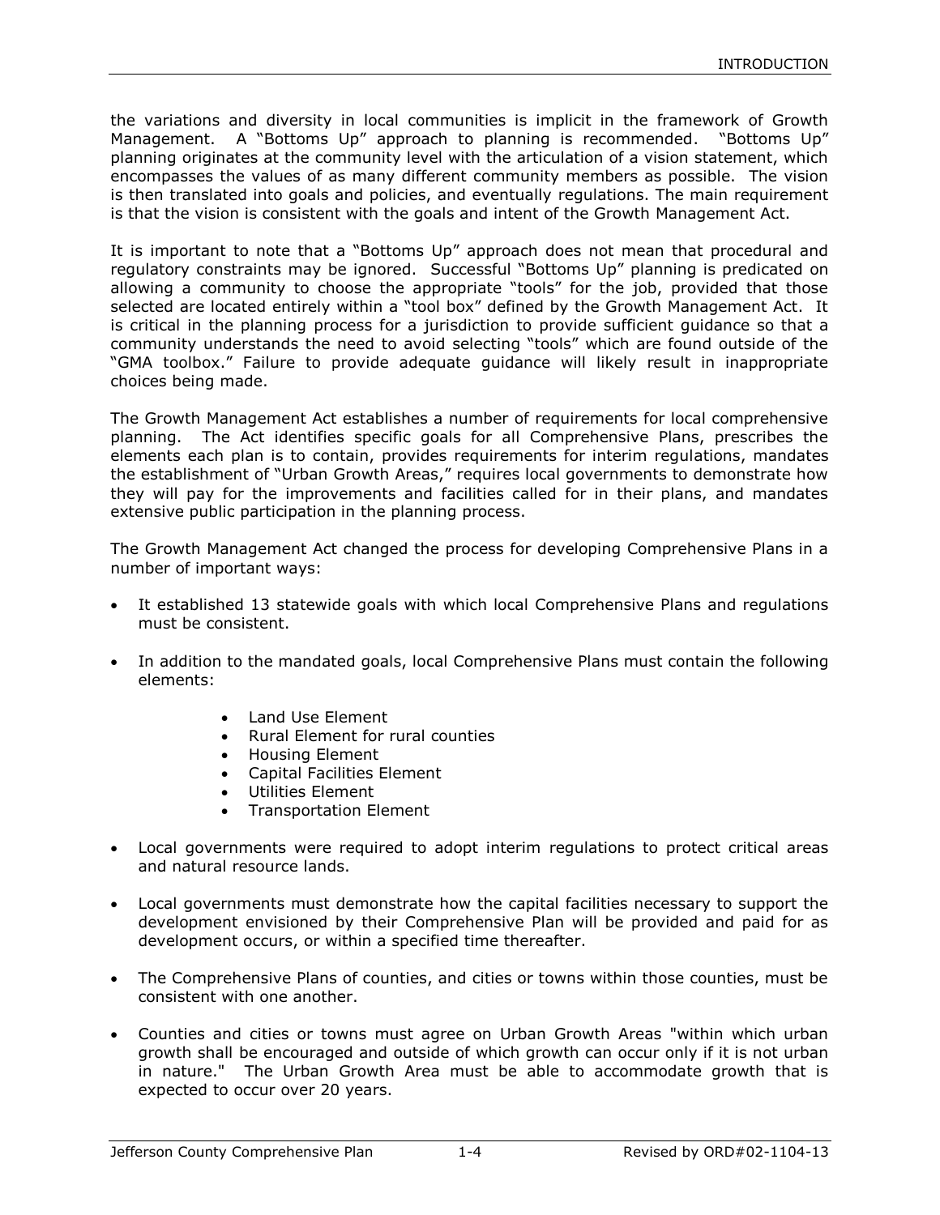the variations and diversity in local communities is implicit in the framework of Growth Management. A "Bottoms Up" approach to planning is recommended. "Bottoms Up" planning originates at the community level with the articulation of a vision statement, which encompasses the values of as many different community members as possible. The vision is then translated into goals and policies, and eventually regulations. The main requirement is that the vision is consistent with the goals and intent of the Growth Management Act.

It is important to note that a "Bottoms Up" approach does not mean that procedural and regulatory constraints may be ignored. Successful "Bottoms Up" planning is predicated on allowing a community to choose the appropriate "tools" for the job, provided that those selected are located entirely within a "tool box" defined by the Growth Management Act. It is critical in the planning process for a jurisdiction to provide sufficient guidance so that a community understands the need to avoid selecting "tools" which are found outside of the "GMA toolbox." Failure to provide adequate guidance will likely result in inappropriate choices being made.

The Growth Management Act establishes a number of requirements for local comprehensive planning. The Act identifies specific goals for all Comprehensive Plans, prescribes the elements each plan is to contain, provides requirements for interim regulations, mandates the establishment of "Urban Growth Areas," requires local governments to demonstrate how they will pay for the improvements and facilities called for in their plans, and mandates extensive public participation in the planning process.

The Growth Management Act changed the process for developing Comprehensive Plans in a number of important ways:

- It established 13 statewide goals with which local Comprehensive Plans and regulations must be consistent.
- In addition to the mandated goals, local Comprehensive Plans must contain the following elements:
    - Land Use Element
    - Rural Element for rural counties
    - Housing Element
    - Capital Facilities Element
    - Utilities Element
    - Transportation Element
- Local governments were required to adopt interim regulations to protect critical areas and natural resource lands.
- Local governments must demonstrate how the capital facilities necessary to support the development envisioned by their Comprehensive Plan will be provided and paid for as development occurs, or within a specified time thereafter.
- The Comprehensive Plans of counties, and cities or towns within those counties, must be consistent with one another.
- Counties and cities or towns must agree on Urban Growth Areas "within which urban growth shall be encouraged and outside of which growth can occur only if it is not urban in nature." The Urban Growth Area must be able to accommodate growth that is expected to occur over 20 years.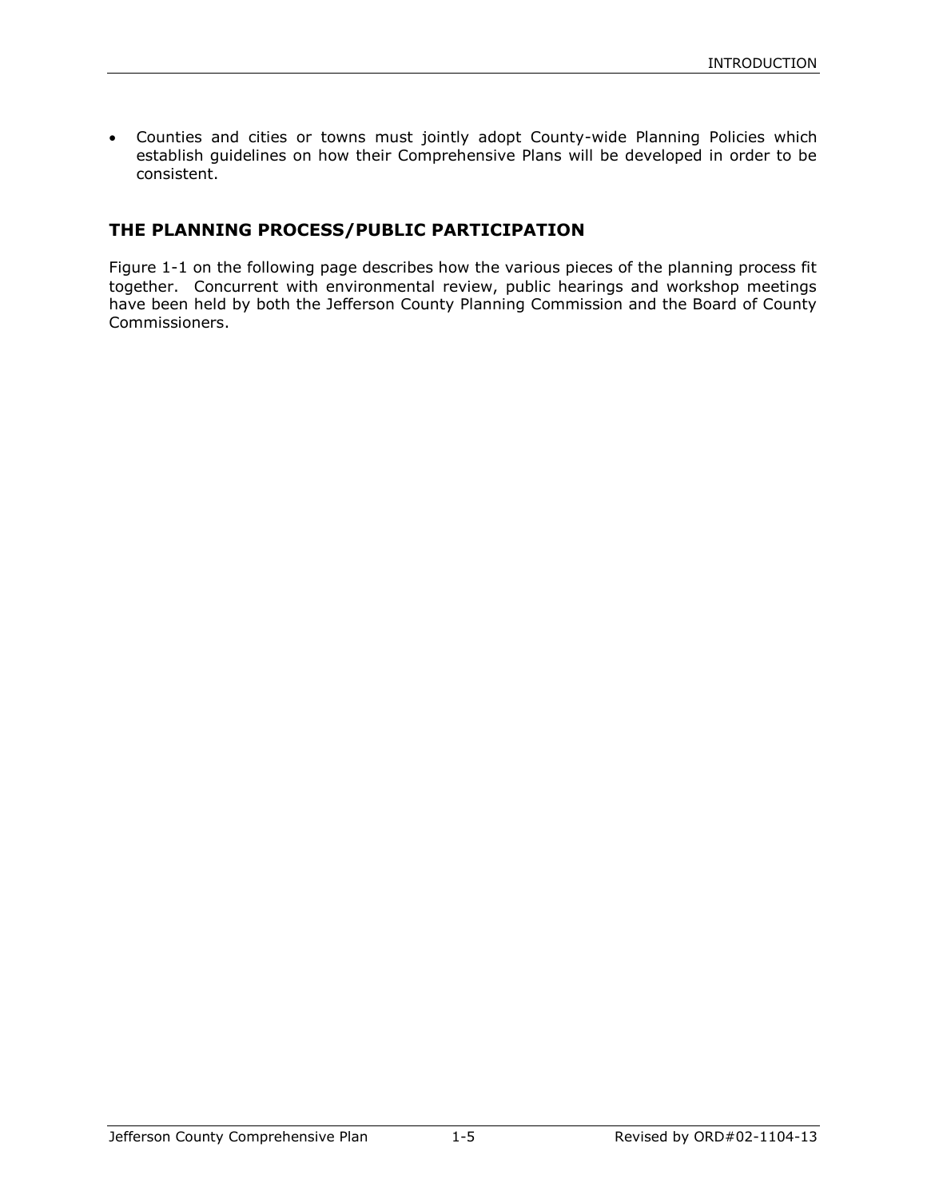- Counties and cities or towns must jointly adopt County-wide Planning Policies which establish guidelines on how their Comprehensive Plans will be developed in order to be consistent.

## THE PLANNING PROCESS/PUBLIC PARTICIPATION

Figure 1-1 on the following page describes how the various pieces of the planning process fit together. Concurrent with environmental review, public hearings and workshop meetings have been held by both the Jefferson County Planning Commission and the Board of County Commissioners.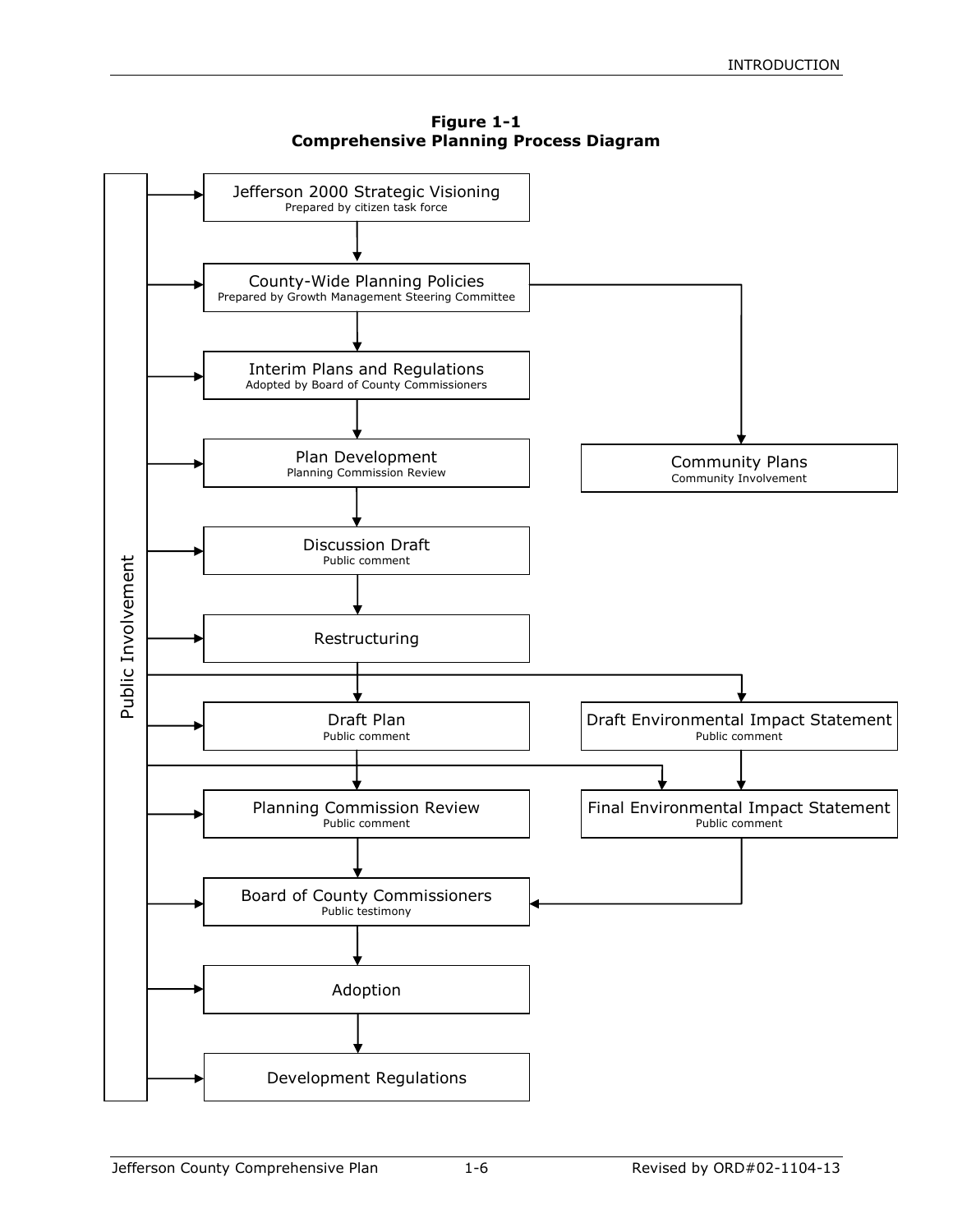**Figure 1-1**
**Comprehensive Planning Process Diagram**

Public Involvement

- Jefferson 2000 Strategic Visioning
  Prepared by citizen task force
- County-Wide Planning Policies
  Prepared by Growth Management Steering Committee
- Interim Plans and Regulations
  Adopted by Board of County Commissioners
- Plan Development
  Planning Commission Review
- Community Plans
  Community Involvement
- Discussion Draft
  Public comment
- Restructuring
- Draft Plan
  Public comment
- Draft Environmental Impact Statement
  Public comment
- Planning Commission Review
  Public comment
- Final Environmental Impact Statement
  Public comment
- Board of County Commissioners
  Public testimony
- Adoption
- Development Regulations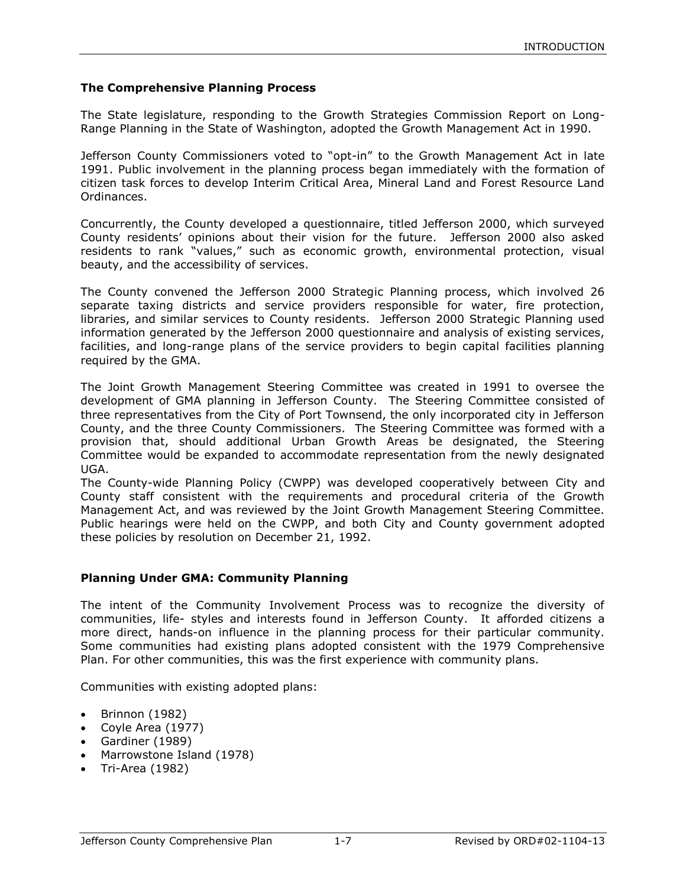### The Comprehensive Planning Process

The State legislature, responding to the Growth Strategies Commission Report on Long-Range Planning in the State of Washington, adopted the Growth Management Act in 1990.

Jefferson County Commissioners voted to "opt-in" to the Growth Management Act in late 1991. Public involvement in the planning process began immediately with the formation of citizen task forces to develop Interim Critical Area, Mineral Land and Forest Resource Land Ordinances.

Concurrently, the County developed a questionnaire, titled Jefferson 2000, which surveyed County residents' opinions about their vision for the future. Jefferson 2000 also asked residents to rank "values," such as economic growth, environmental protection, visual beauty, and the accessibility of services.

The County convened the Jefferson 2000 Strategic Planning process, which involved 26 separate taxing districts and service providers responsible for water, fire protection, libraries, and similar services to County residents. Jefferson 2000 Strategic Planning used information generated by the Jefferson 2000 questionnaire and analysis of existing services, facilities, and long-range plans of the service providers to begin capital facilities planning required by the GMA.

The Joint Growth Management Steering Committee was created in 1991 to oversee the development of GMA planning in Jefferson County. The Steering Committee consisted of three representatives from the City of Port Townsend, the only incorporated city in Jefferson County, and the three County Commissioners. The Steering Committee was formed with a provision that, should additional Urban Growth Areas be designated, the Steering Committee would be expanded to accommodate representation from the newly designated UGA.

The County-wide Planning Policy (CWPP) was developed cooperatively between City and County staff consistent with the requirements and procedural criteria of the Growth Management Act, and was reviewed by the Joint Growth Management Steering Committee. Public hearings were held on the CWPP, and both City and County government adopted these policies by resolution on December 21, 1992.

### Planning Under GMA: Community Planning

The intent of the Community Involvement Process was to recognize the diversity of communities, life- styles and interests found in Jefferson County. It afforded citizens a more direct, hands-on influence in the planning process for their particular community. Some communities had existing plans adopted consistent with the 1979 Comprehensive Plan. For other communities, this was the first experience with community plans.

Communities with existing adopted plans:

- Brinnon (1982)
- Coyle Area (1977)
- Gardiner (1989)
- Marrowstone Island (1978)
- Tri-Area (1982)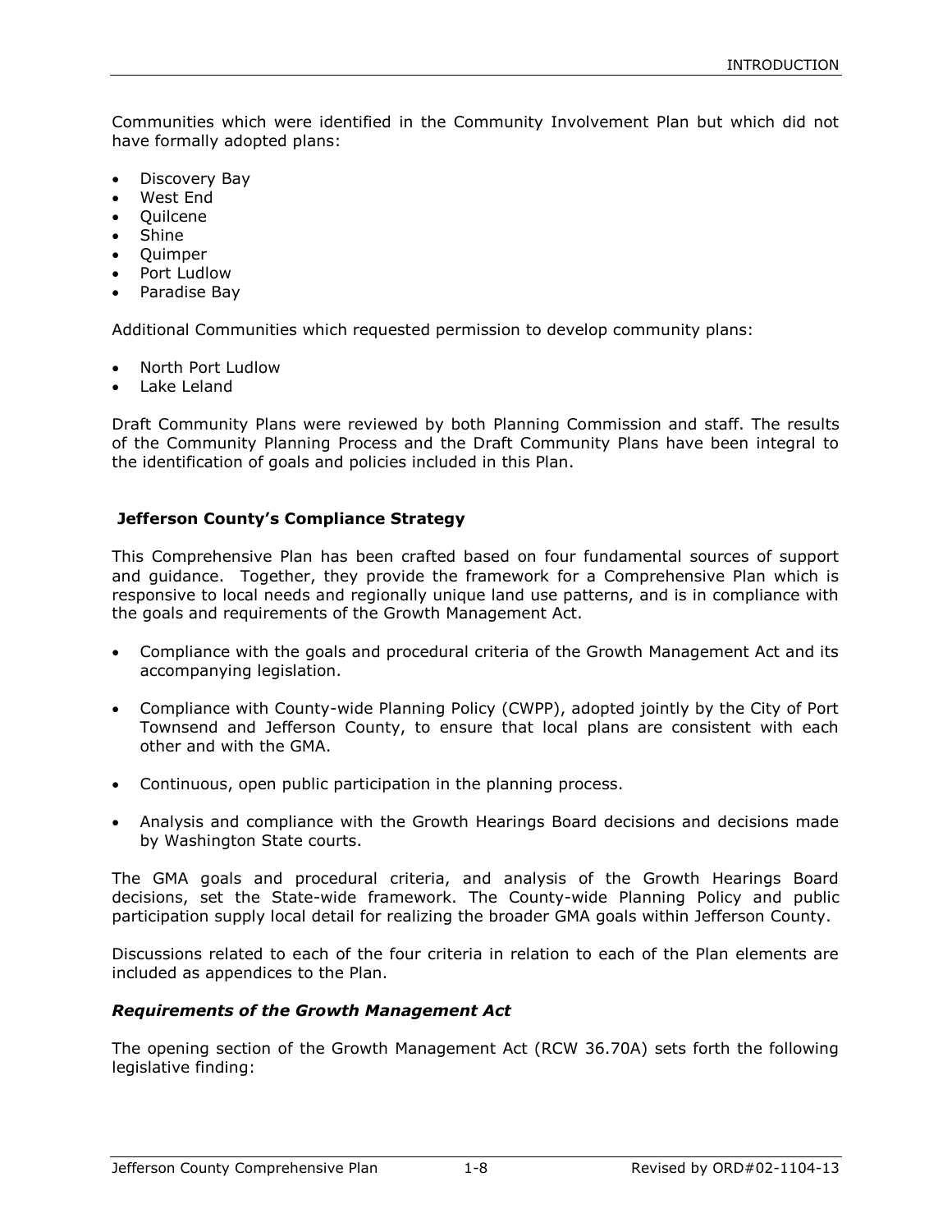Communities which were identified in the Community Involvement Plan but which did not have formally adopted plans:

- Discovery Bay
- West End
- Quilcene
- Shine
- Quimper
- Port Ludlow
- Paradise Bay

Additional Communities which requested permission to develop community plans:

- North Port Ludlow
- Lake Leland

Draft Community Plans were reviewed by both Planning Commission and staff. The results of the Community Planning Process and the Draft Community Plans have been integral to the identification of goals and policies included in this Plan.

## Jefferson County's Compliance Strategy

This Comprehensive Plan has been crafted based on four fundamental sources of support and guidance. Together, they provide the framework for a Comprehensive Plan which is responsive to local needs and regionally unique land use patterns, and is in compliance with the goals and requirements of the Growth Management Act.

- Compliance with the goals and procedural criteria of the Growth Management Act and its accompanying legislation.
- Compliance with County-wide Planning Policy (CWPP), adopted jointly by the City of Port Townsend and Jefferson County, to ensure that local plans are consistent with each other and with the GMA.
- Continuous, open public participation in the planning process.
- Analysis and compliance with the Growth Hearings Board decisions and decisions made by Washington State courts.

The GMA goals and procedural criteria, and analysis of the Growth Hearings Board decisions, set the State-wide framework. The County-wide Planning Policy and public participation supply local detail for realizing the broader GMA goals within Jefferson County.

Discussions related to each of the four criteria in relation to each of the Plan elements are included as appendices to the Plan.

### *Requirements of the Growth Management Act*

The opening section of the Growth Management Act (RCW 36.70A) sets forth the following legislative finding: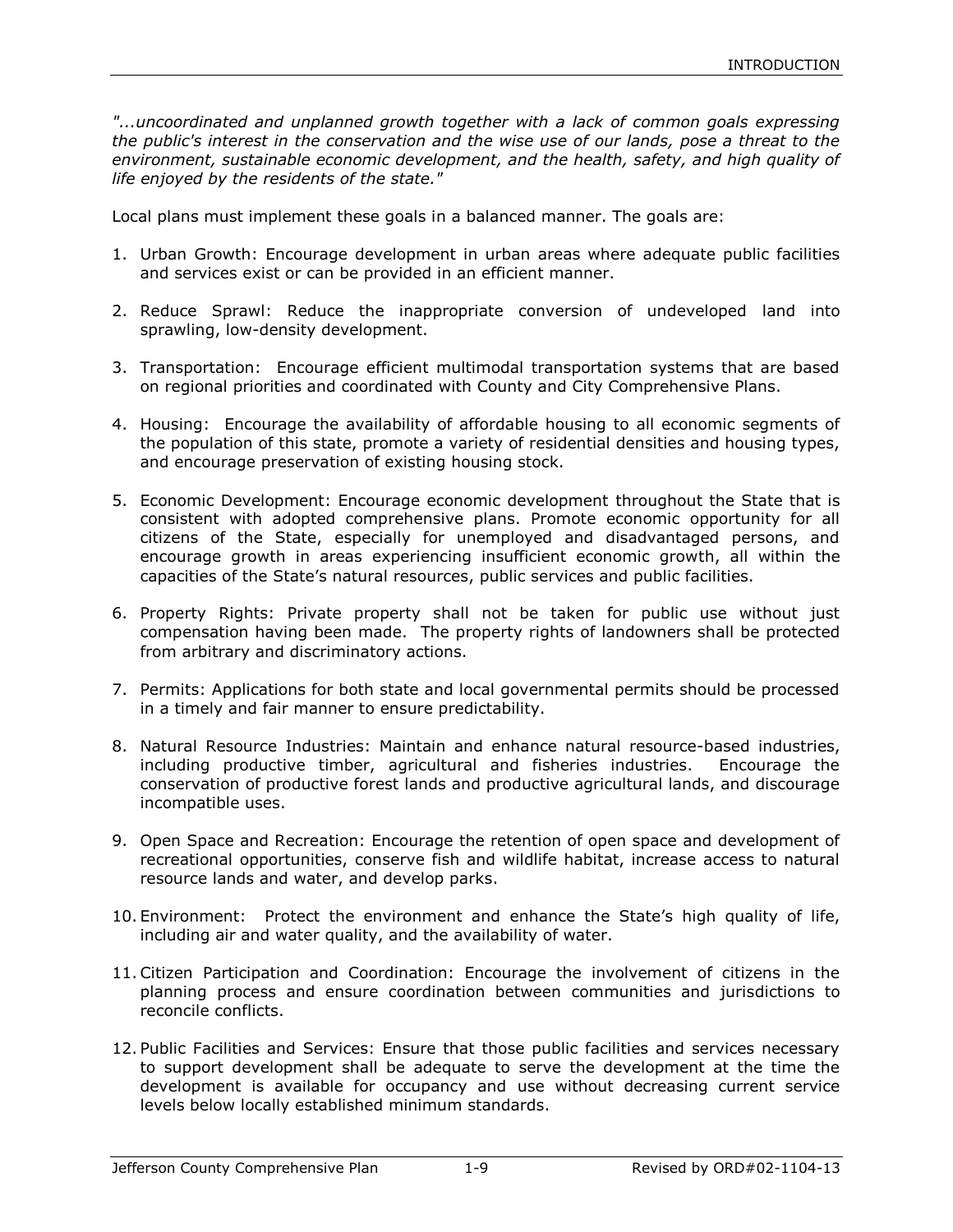*"...uncoordinated and unplanned growth together with a lack of common goals expressing the public's interest in the conservation and the wise use of our lands, pose a threat to the environment, sustainable economic development, and the health, safety, and high quality of life enjoyed by the residents of the state."*

Local plans must implement these goals in a balanced manner. The goals are:

1. Urban Growth: Encourage development in urban areas where adequate public facilities and services exist or can be provided in an efficient manner.

2. Reduce Sprawl: Reduce the inappropriate conversion of undeveloped land into sprawling, low-density development.

3. Transportation: Encourage efficient multimodal transportation systems that are based on regional priorities and coordinated with County and City Comprehensive Plans.

4. Housing: Encourage the availability of affordable housing to all economic segments of the population of this state, promote a variety of residential densities and housing types, and encourage preservation of existing housing stock.

5. Economic Development: Encourage economic development throughout the State that is consistent with adopted comprehensive plans. Promote economic opportunity for all citizens of the State, especially for unemployed and disadvantaged persons, and encourage growth in areas experiencing insufficient economic growth, all within the capacities of the State's natural resources, public services and public facilities.

6. Property Rights: Private property shall not be taken for public use without just compensation having been made. The property rights of landowners shall be protected from arbitrary and discriminatory actions.

7. Permits: Applications for both state and local governmental permits should be processed in a timely and fair manner to ensure predictability.

8. Natural Resource Industries: Maintain and enhance natural resource-based industries, including productive timber, agricultural and fisheries industries. Encourage the conservation of productive forest lands and productive agricultural lands, and discourage incompatible uses.

9. Open Space and Recreation: Encourage the retention of open space and development of recreational opportunities, conserve fish and wildlife habitat, increase access to natural resource lands and water, and develop parks.

10. Environment: Protect the environment and enhance the State's high quality of life, including air and water quality, and the availability of water.

11. Citizen Participation and Coordination: Encourage the involvement of citizens in the planning process and ensure coordination between communities and jurisdictions to reconcile conflicts.

12. Public Facilities and Services: Ensure that those public facilities and services necessary to support development shall be adequate to serve the development at the time the development is available for occupancy and use without decreasing current service levels below locally established minimum standards.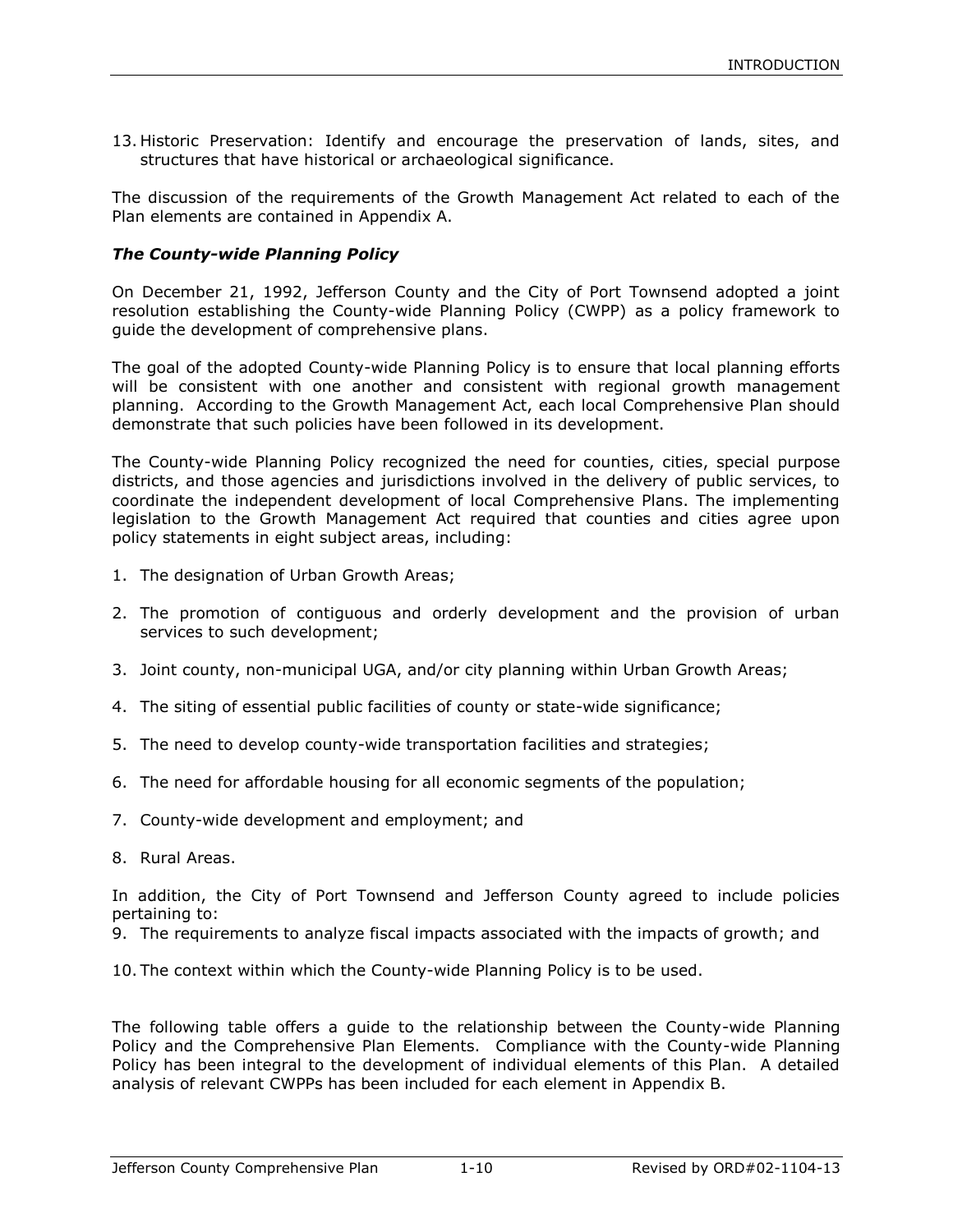13. Historic Preservation: Identify and encourage the preservation of lands, sites, and structures that have historical or archaeological significance.

The discussion of the requirements of the Growth Management Act related to each of the Plan elements are contained in Appendix A.

### *The County-wide Planning Policy*

On December 21, 1992, Jefferson County and the City of Port Townsend adopted a joint resolution establishing the County-wide Planning Policy (CWPP) as a policy framework to guide the development of comprehensive plans.

The goal of the adopted County-wide Planning Policy is to ensure that local planning efforts will be consistent with one another and consistent with regional growth management planning. According to the Growth Management Act, each local Comprehensive Plan should demonstrate that such policies have been followed in its development.

The County-wide Planning Policy recognized the need for counties, cities, special purpose districts, and those agencies and jurisdictions involved in the delivery of public services, to coordinate the independent development of local Comprehensive Plans. The implementing legislation to the Growth Management Act required that counties and cities agree upon policy statements in eight subject areas, including:

1. The designation of Urban Growth Areas;

2. The promotion of contiguous and orderly development and the provision of urban services to such development;

3. Joint county, non-municipal UGA, and/or city planning within Urban Growth Areas;

4. The siting of essential public facilities of county or state-wide significance;

5. The need to develop county-wide transportation facilities and strategies;

6. The need for affordable housing for all economic segments of the population;

7. County-wide development and employment; and

8. Rural Areas.

In addition, the City of Port Townsend and Jefferson County agreed to include policies pertaining to:

9. The requirements to analyze fiscal impacts associated with the impacts of growth; and

10. The context within which the County-wide Planning Policy is to be used.

The following table offers a guide to the relationship between the County-wide Planning Policy and the Comprehensive Plan Elements. Compliance with the County-wide Planning Policy has been integral to the development of individual elements of this Plan. A detailed analysis of relevant CWPPs has been included for each element in Appendix B.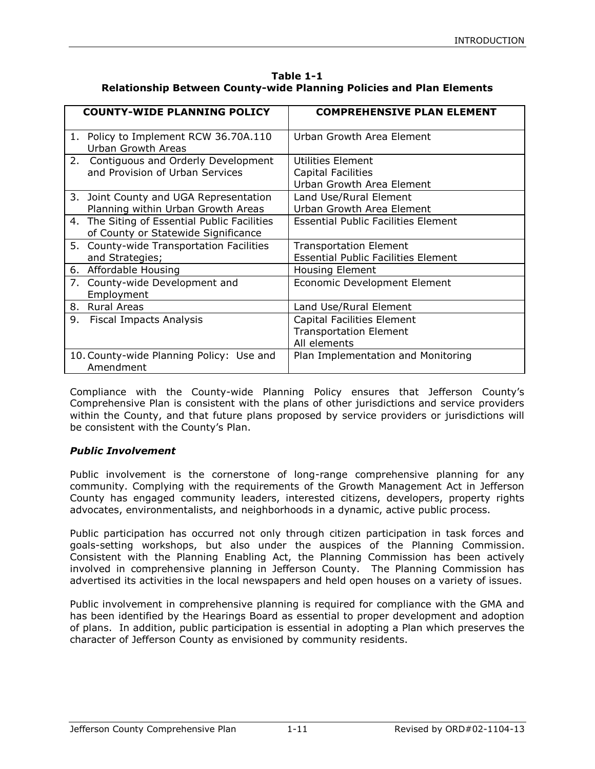**Table 1-1**
**Relationship Between County-wide Planning Policies and Plan Elements**

| COUNTY-WIDE PLANNING POLICY | COMPREHENSIVE PLAN ELEMENT |
|---|---|
| 1. Policy to Implement RCW 36.70A.110 Urban Growth Areas | Urban Growth Area Element |
| 2. Contiguous and Orderly Development and Provision of Urban Services | Utilities Element<br>Capital Facilities<br>Urban Growth Area Element |
| 3. Joint County and UGA Representation Planning within Urban Growth Areas | Land Use/Rural Element<br>Urban Growth Area Element |
| 4. The Siting of Essential Public Facilities of County or Statewide Significance | Essential Public Facilities Element |
| 5. County-wide Transportation Facilities and Strategies; | Transportation Element<br>Essential Public Facilities Element |
| 6. Affordable Housing | Housing Element |
| 7. County-wide Development and Employment | Economic Development Element |
| 8. Rural Areas | Land Use/Rural Element |
| 9. Fiscal Impacts Analysis | Capital Facilities Element<br>Transportation Element<br>All elements |
| 10. County-wide Planning Policy: Use and Amendment | Plan Implementation and Monitoring |

Compliance with the County-wide Planning Policy ensures that Jefferson County's Comprehensive Plan is consistent with the plans of other jurisdictions and service providers within the County, and that future plans proposed by service providers or jurisdictions will be consistent with the County's Plan.

### *Public Involvement*

Public involvement is the cornerstone of long-range comprehensive planning for any community. Complying with the requirements of the Growth Management Act in Jefferson County has engaged community leaders, interested citizens, developers, property rights advocates, environmentalists, and neighborhoods in a dynamic, active public process.

Public participation has occurred not only through citizen participation in task forces and goals-setting workshops, but also under the auspices of the Planning Commission. Consistent with the Planning Enabling Act, the Planning Commission has been actively involved in comprehensive planning in Jefferson County. The Planning Commission has advertised its activities in the local newspapers and held open houses on a variety of issues.

Public involvement in comprehensive planning is required for compliance with the GMA and has been identified by the Hearings Board as essential to proper development and adoption of plans. In addition, public participation is essential in adopting a Plan which preserves the character of Jefferson County as envisioned by community residents.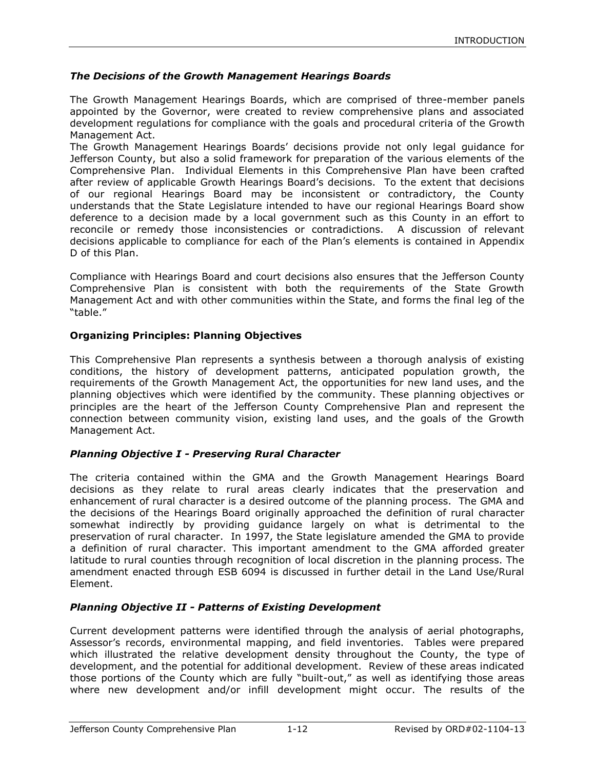### *The Decisions of the Growth Management Hearings Boards*

The Growth Management Hearings Boards, which are comprised of three-member panels appointed by the Governor, were created to review comprehensive plans and associated development regulations for compliance with the goals and procedural criteria of the Growth Management Act.

The Growth Management Hearings Boards' decisions provide not only legal guidance for Jefferson County, but also a solid framework for preparation of the various elements of the Comprehensive Plan. Individual Elements in this Comprehensive Plan have been crafted after review of applicable Growth Hearings Board's decisions. To the extent that decisions of our regional Hearings Board may be inconsistent or contradictory, the County understands that the State Legislature intended to have our regional Hearings Board show deference to a decision made by a local government such as this County in an effort to reconcile or remedy those inconsistencies or contradictions. A discussion of relevant decisions applicable to compliance for each of the Plan's elements is contained in Appendix D of this Plan.

Compliance with Hearings Board and court decisions also ensures that the Jefferson County Comprehensive Plan is consistent with both the requirements of the State Growth Management Act and with other communities within the State, and forms the final leg of the "table."

## **Organizing Principles: Planning Objectives**

This Comprehensive Plan represents a synthesis between a thorough analysis of existing conditions, the history of development patterns, anticipated population growth, the requirements of the Growth Management Act, the opportunities for new land uses, and the planning objectives which were identified by the community. These planning objectives or principles are the heart of the Jefferson County Comprehensive Plan and represent the connection between community vision, existing land uses, and the goals of the Growth Management Act.

### *Planning Objective I - Preserving Rural Character*

The criteria contained within the GMA and the Growth Management Hearings Board decisions as they relate to rural areas clearly indicates that the preservation and enhancement of rural character is a desired outcome of the planning process. The GMA and the decisions of the Hearings Board originally approached the definition of rural character somewhat indirectly by providing guidance largely on what is detrimental to the preservation of rural character. In 1997, the State legislature amended the GMA to provide a definition of rural character. This important amendment to the GMA afforded greater latitude to rural counties through recognition of local discretion in the planning process. The amendment enacted through ESB 6094 is discussed in further detail in the Land Use/Rural Element.

### *Planning Objective II - Patterns of Existing Development*

Current development patterns were identified through the analysis of aerial photographs, Assessor's records, environmental mapping, and field inventories. Tables were prepared which illustrated the relative development density throughout the County, the type of development, and the potential for additional development. Review of these areas indicated those portions of the County which are fully "built-out," as well as identifying those areas where new development and/or infill development might occur. The results of the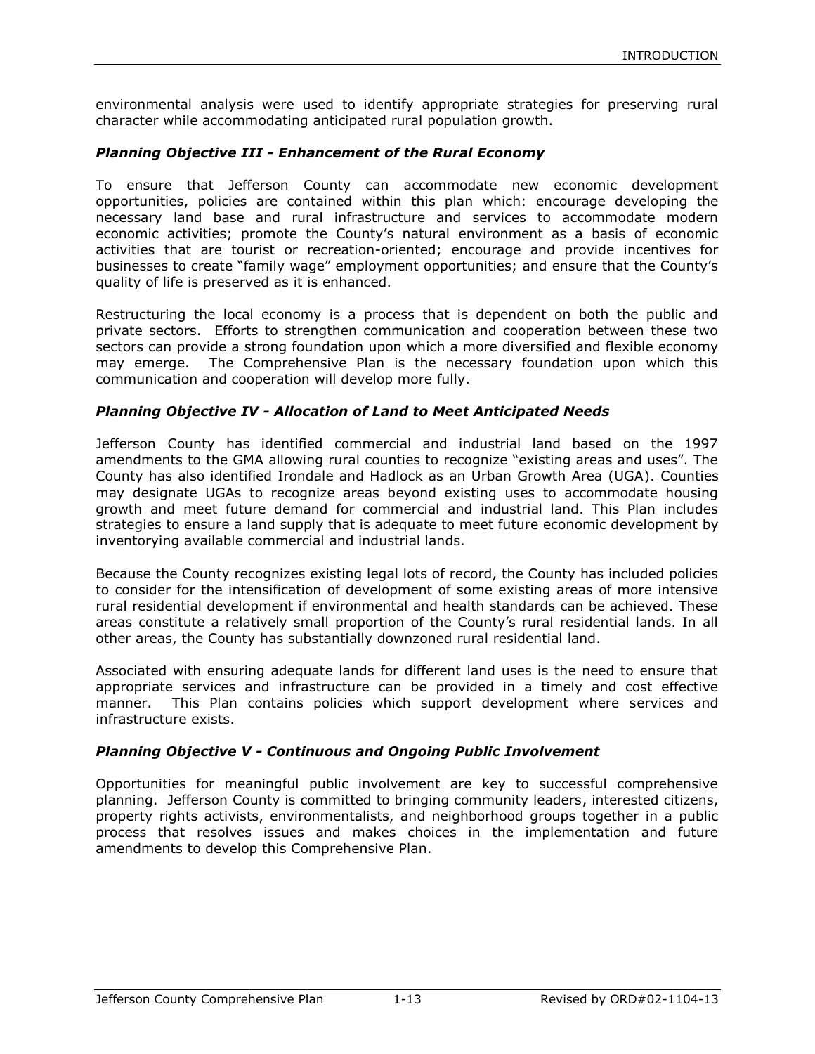environmental analysis were used to identify appropriate strategies for preserving rural character while accommodating anticipated rural population growth.

### *Planning Objective III - Enhancement of the Rural Economy*

To ensure that Jefferson County can accommodate new economic development opportunities, policies are contained within this plan which: encourage developing the necessary land base and rural infrastructure and services to accommodate modern economic activities; promote the County's natural environment as a basis of economic activities that are tourist or recreation-oriented; encourage and provide incentives for businesses to create "family wage" employment opportunities; and ensure that the County's quality of life is preserved as it is enhanced.

Restructuring the local economy is a process that is dependent on both the public and private sectors. Efforts to strengthen communication and cooperation between these two sectors can provide a strong foundation upon which a more diversified and flexible economy may emerge. The Comprehensive Plan is the necessary foundation upon which this communication and cooperation will develop more fully.

### *Planning Objective IV - Allocation of Land to Meet Anticipated Needs*

Jefferson County has identified commercial and industrial land based on the 1997 amendments to the GMA allowing rural counties to recognize "existing areas and uses". The County has also identified Irondale and Hadlock as an Urban Growth Area (UGA). Counties may designate UGAs to recognize areas beyond existing uses to accommodate housing growth and meet future demand for commercial and industrial land. This Plan includes strategies to ensure a land supply that is adequate to meet future economic development by inventorying available commercial and industrial lands.

Because the County recognizes existing legal lots of record, the County has included policies to consider for the intensification of development of some existing areas of more intensive rural residential development if environmental and health standards can be achieved. These areas constitute a relatively small proportion of the County's rural residential lands. In all other areas, the County has substantially downzoned rural residential land.

Associated with ensuring adequate lands for different land uses is the need to ensure that appropriate services and infrastructure can be provided in a timely and cost effective manner. This Plan contains policies which support development where services and infrastructure exists.

### *Planning Objective V - Continuous and Ongoing Public Involvement*

Opportunities for meaningful public involvement are key to successful comprehensive planning. Jefferson County is committed to bringing community leaders, interested citizens, property rights activists, environmentalists, and neighborhood groups together in a public process that resolves issues and makes choices in the implementation and future amendments to develop this Comprehensive Plan.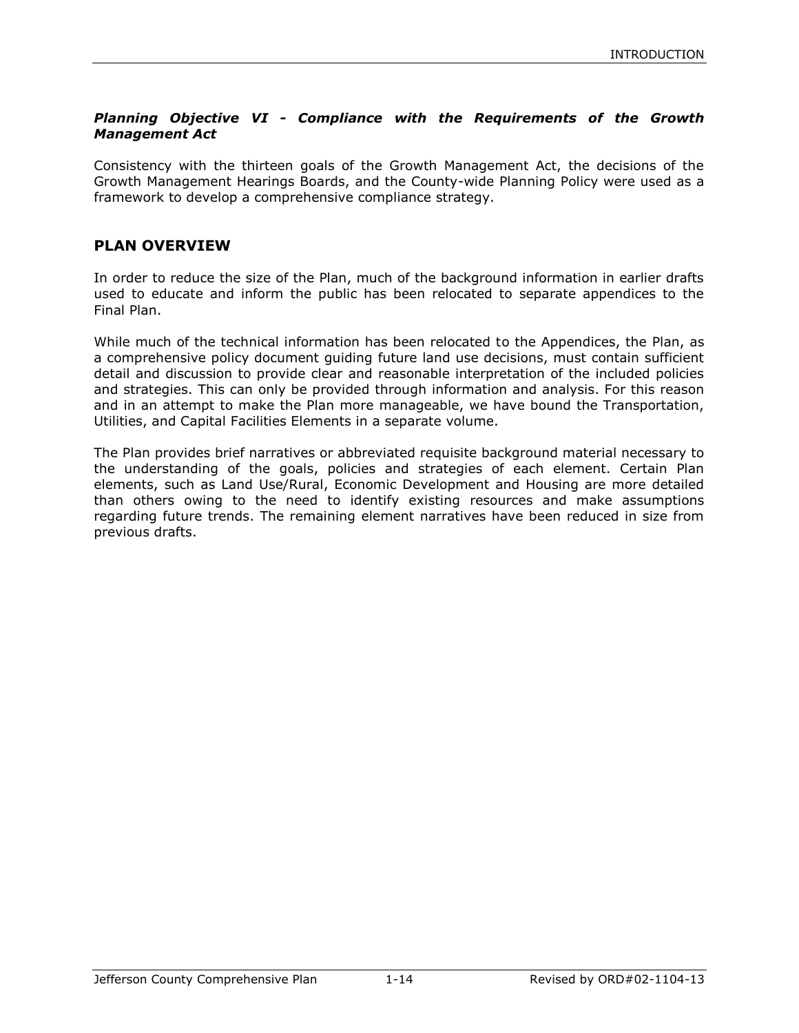***Planning Objective VI - Compliance with the Requirements of the Growth Management Act***

Consistency with the thirteen goals of the Growth Management Act, the decisions of the Growth Management Hearings Boards, and the County-wide Planning Policy were used as a framework to develop a comprehensive compliance strategy.

## PLAN OVERVIEW

In order to reduce the size of the Plan, much of the background information in earlier drafts used to educate and inform the public has been relocated to separate appendices to the Final Plan.

While much of the technical information has been relocated to the Appendices, the Plan, as a comprehensive policy document guiding future land use decisions, must contain sufficient detail and discussion to provide clear and reasonable interpretation of the included policies and strategies. This can only be provided through information and analysis. For this reason and in an attempt to make the Plan more manageable, we have bound the Transportation, Utilities, and Capital Facilities Elements in a separate volume.

The Plan provides brief narratives or abbreviated requisite background material necessary to the understanding of the goals, policies and strategies of each element. Certain Plan elements, such as Land Use/Rural, Economic Development and Housing are more detailed than others owing to the need to identify existing resources and make assumptions regarding future trends. The remaining element narratives have been reduced in size from previous drafts.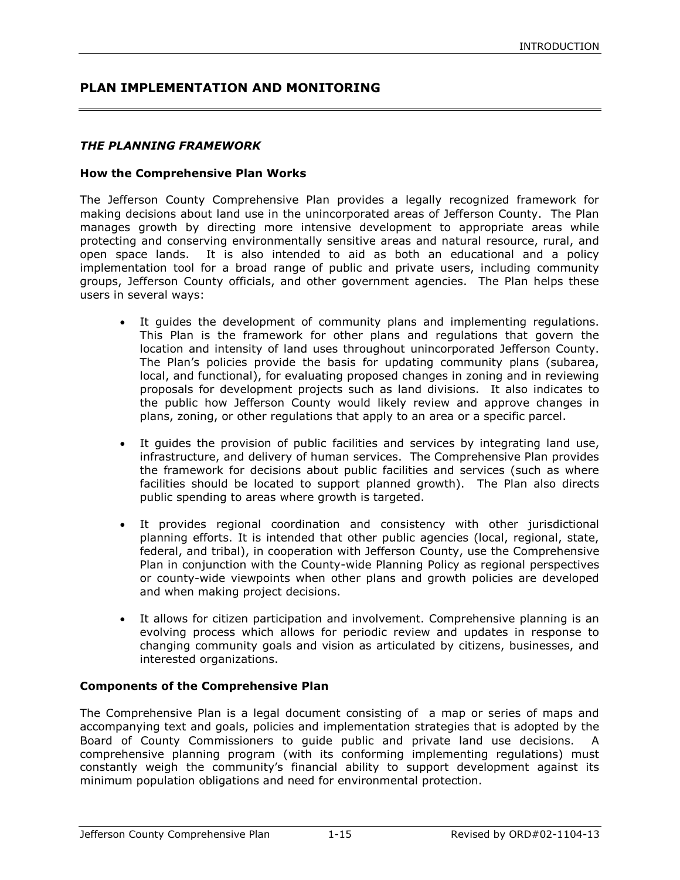## PLAN IMPLEMENTATION AND MONITORING

### *THE PLANNING FRAMEWORK*

**How the Comprehensive Plan Works**

The Jefferson County Comprehensive Plan provides a legally recognized framework for making decisions about land use in the unincorporated areas of Jefferson County. The Plan manages growth by directing more intensive development to appropriate areas while protecting and conserving environmentally sensitive areas and natural resource, rural, and open space lands. It is also intended to aid as both an educational and a policy implementation tool for a broad range of public and private users, including community groups, Jefferson County officials, and other government agencies. The Plan helps these users in several ways:

- It guides the development of community plans and implementing regulations. This Plan is the framework for other plans and regulations that govern the location and intensity of land uses throughout unincorporated Jefferson County. The Plan's policies provide the basis for updating community plans (subarea, local, and functional), for evaluating proposed changes in zoning and in reviewing proposals for development projects such as land divisions. It also indicates to the public how Jefferson County would likely review and approve changes in plans, zoning, or other regulations that apply to an area or a specific parcel.

- It guides the provision of public facilities and services by integrating land use, infrastructure, and delivery of human services. The Comprehensive Plan provides the framework for decisions about public facilities and services (such as where facilities should be located to support planned growth). The Plan also directs public spending to areas where growth is targeted.

- It provides regional coordination and consistency with other jurisdictional planning efforts. It is intended that other public agencies (local, regional, state, federal, and tribal), in cooperation with Jefferson County, use the Comprehensive Plan in conjunction with the County-wide Planning Policy as regional perspectives or county-wide viewpoints when other plans and growth policies are developed and when making project decisions.

- It allows for citizen participation and involvement. Comprehensive planning is an evolving process which allows for periodic review and updates in response to changing community goals and vision as articulated by citizens, businesses, and interested organizations.

**Components of the Comprehensive Plan**

The Comprehensive Plan is a legal document consisting of a map or series of maps and accompanying text and goals, policies and implementation strategies that is adopted by the Board of County Commissioners to guide public and private land use decisions. A comprehensive planning program (with its conforming implementing regulations) must constantly weigh the community's financial ability to support development against its minimum population obligations and need for environmental protection.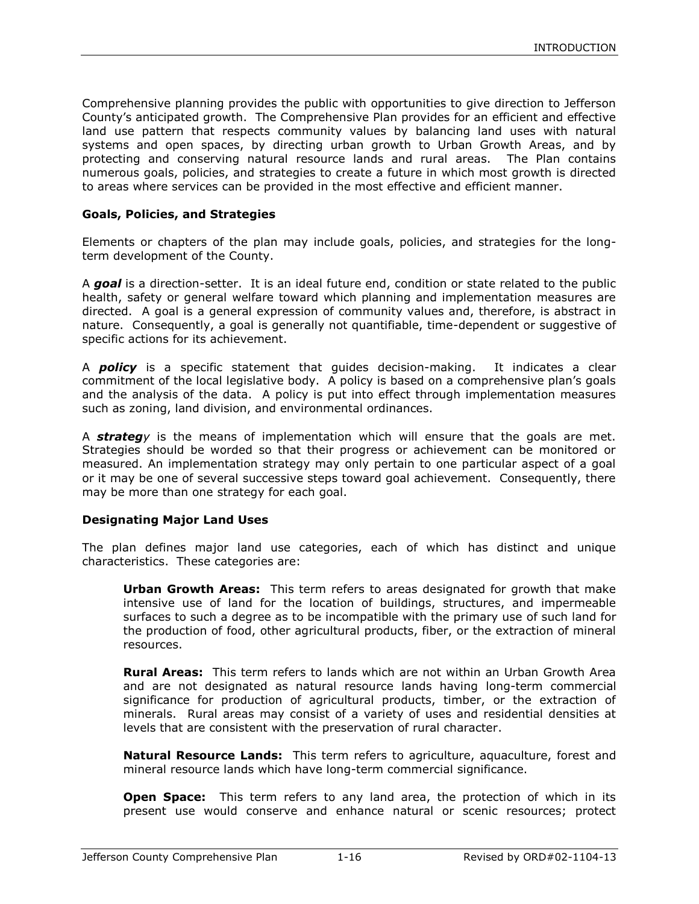Comprehensive planning provides the public with opportunities to give direction to Jefferson County's anticipated growth. The Comprehensive Plan provides for an efficient and effective land use pattern that respects community values by balancing land uses with natural systems and open spaces, by directing urban growth to Urban Growth Areas, and by protecting and conserving natural resource lands and rural areas. The Plan contains numerous goals, policies, and strategies to create a future in which most growth is directed to areas where services can be provided in the most effective and efficient manner.

**Goals, Policies, and Strategies**

Elements or chapters of the plan may include goals, policies, and strategies for the long-term development of the County.

A ***goal*** is a direction-setter. It is an ideal future end, condition or state related to the public health, safety or general welfare toward which planning and implementation measures are directed. A goal is a general expression of community values and, therefore, is abstract in nature. Consequently, a goal is generally not quantifiable, time-dependent or suggestive of specific actions for its achievement.

A ***policy*** is a specific statement that guides decision-making. It indicates a clear commitment of the local legislative body. A policy is based on a comprehensive plan's goals and the analysis of the data. A policy is put into effect through implementation measures such as zoning, land division, and environmental ordinances.

A ***strategy*** is the means of implementation which will ensure that the goals are met. Strategies should be worded so that their progress or achievement can be monitored or measured. An implementation strategy may only pertain to one particular aspect of a goal or it may be one of several successive steps toward goal achievement. Consequently, there may be more than one strategy for each goal.

**Designating Major Land Uses**

The plan defines major land use categories, each of which has distinct and unique characteristics. These categories are:

> **Urban Growth Areas:** This term refers to areas designated for growth that make intensive use of land for the location of buildings, structures, and impermeable surfaces to such a degree as to be incompatible with the primary use of such land for the production of food, other agricultural products, fiber, or the extraction of mineral resources.
>
> **Rural Areas:** This term refers to lands which are not within an Urban Growth Area and are not designated as natural resource lands having long-term commercial significance for production of agricultural products, timber, or the extraction of minerals. Rural areas may consist of a variety of uses and residential densities at levels that are consistent with the preservation of rural character.
>
> **Natural Resource Lands:** This term refers to agriculture, aquaculture, forest and mineral resource lands which have long-term commercial significance.
>
> **Open Space:** This term refers to any land area, the protection of which in its present use would conserve and enhance natural or scenic resources; protect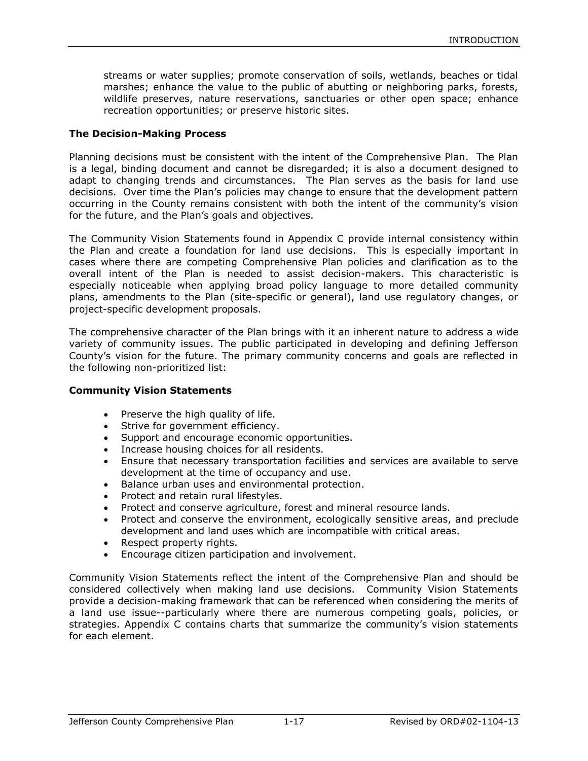streams or water supplies; promote conservation of soils, wetlands, beaches or tidal marshes; enhance the value to the public of abutting or neighboring parks, forests, wildlife preserves, nature reservations, sanctuaries or other open space; enhance recreation opportunities; or preserve historic sites.

**The Decision-Making Process**

Planning decisions must be consistent with the intent of the Comprehensive Plan. The Plan is a legal, binding document and cannot be disregarded; it is also a document designed to adapt to changing trends and circumstances. The Plan serves as the basis for land use decisions. Over time the Plan's policies may change to ensure that the development pattern occurring in the County remains consistent with both the intent of the community's vision for the future, and the Plan's goals and objectives.

The Community Vision Statements found in Appendix C provide internal consistency within the Plan and create a foundation for land use decisions. This is especially important in cases where there are competing Comprehensive Plan policies and clarification as to the overall intent of the Plan is needed to assist decision-makers. This characteristic is especially noticeable when applying broad policy language to more detailed community plans, amendments to the Plan (site-specific or general), land use regulatory changes, or project-specific development proposals.

The comprehensive character of the Plan brings with it an inherent nature to address a wide variety of community issues. The public participated in developing and defining Jefferson County's vision for the future. The primary community concerns and goals are reflected in the following non-prioritized list:

**Community Vision Statements**

- Preserve the high quality of life.
- Strive for government efficiency.
- Support and encourage economic opportunities.
- Increase housing choices for all residents.
- Ensure that necessary transportation facilities and services are available to serve development at the time of occupancy and use.
- Balance urban uses and environmental protection.
- Protect and retain rural lifestyles.
- Protect and conserve agriculture, forest and mineral resource lands.
- Protect and conserve the environment, ecologically sensitive areas, and preclude development and land uses which are incompatible with critical areas.
- Respect property rights.
- Encourage citizen participation and involvement.

Community Vision Statements reflect the intent of the Comprehensive Plan and should be considered collectively when making land use decisions. Community Vision Statements provide a decision--making framework that can be referenced when considering the merits of a land use issue--particularly where there are numerous competing goals, policies, or strategies. Appendix C contains charts that summarize the community's vision statements for each element.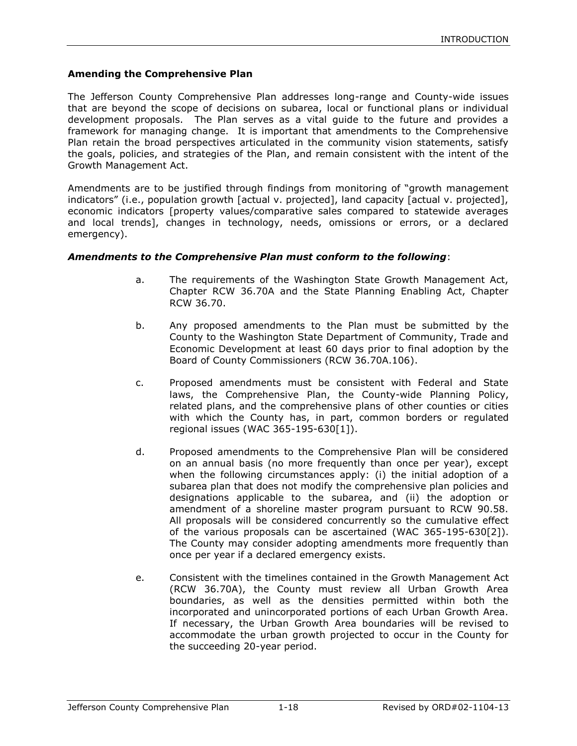## Amending the Comprehensive Plan

The Jefferson County Comprehensive Plan addresses long-range and County-wide issues that are beyond the scope of decisions on subarea, local or functional plans or individual development proposals. The Plan serves as a vital guide to the future and provides a framework for managing change. It is important that amendments to the Comprehensive Plan retain the broad perspectives articulated in the community vision statements, satisfy the goals, policies, and strategies of the Plan, and remain consistent with the intent of the Growth Management Act.

Amendments are to be justified through findings from monitoring of "growth management indicators" (i.e., population growth [actual v. projected], land capacity [actual v. projected], economic indicators [property values/comparative sales compared to statewide averages and local trends], changes in technology, needs, omissions or errors, or a declared emergency).

***Amendments to the Comprehensive Plan must conform to the following***:

a. The requirements of the Washington State Growth Management Act, Chapter RCW 36.70A and the State Planning Enabling Act, Chapter RCW 36.70.

b. Any proposed amendments to the Plan must be submitted by the County to the Washington State Department of Community, Trade and Economic Development at least 60 days prior to final adoption by the Board of County Commissioners (RCW 36.70A.106).

c. Proposed amendments must be consistent with Federal and State laws, the Comprehensive Plan, the County-wide Planning Policy, related plans, and the comprehensive plans of other counties or cities with which the County has, in part, common borders or regulated regional issues (WAC 365-195-630[1]).

d. Proposed amendments to the Comprehensive Plan will be considered on an annual basis (no more frequently than once per year), except when the following circumstances apply: (i) the initial adoption of a subarea plan that does not modify the comprehensive plan policies and designations applicable to the subarea, and (ii) the adoption or amendment of a shoreline master program pursuant to RCW 90.58. All proposals will be considered concurrently so the cumulative effect of the various proposals can be ascertained (WAC 365-195-630[2]). The County may consider adopting amendments more frequently than once per year if a declared emergency exists.

e. Consistent with the timelines contained in the Growth Management Act (RCW 36.70A), the County must review all Urban Growth Area boundaries, as well as the densities permitted within both the incorporated and unincorporated portions of each Urban Growth Area. If necessary, the Urban Growth Area boundaries will be revised to accommodate the urban growth projected to occur in the County for the succeeding 20-year period.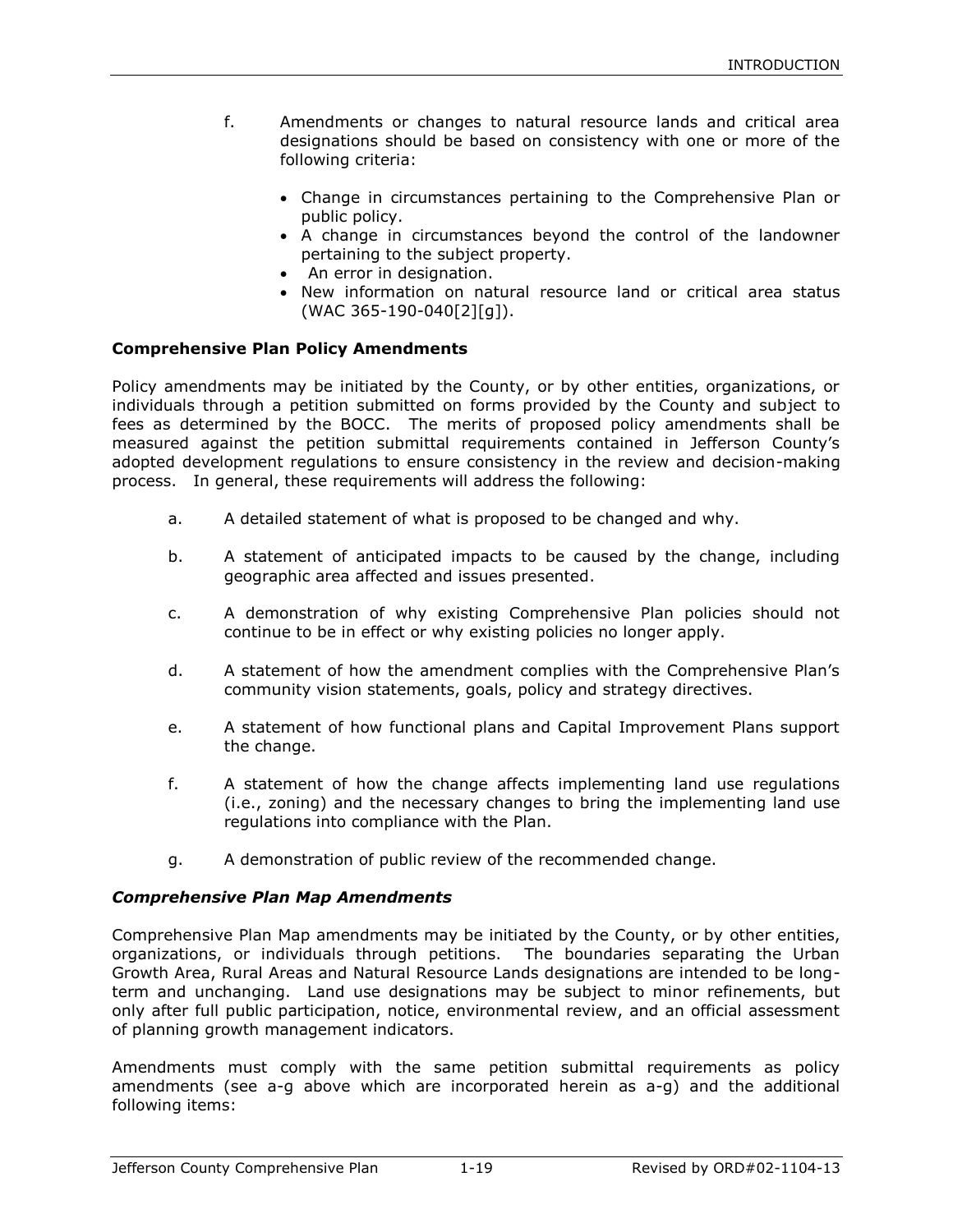f. Amendments or changes to natural resource lands and critical area designations should be based on consistency with one or more of the following criteria:

- Change in circumstances pertaining to the Comprehensive Plan or public policy.
- A change in circumstances beyond the control of the landowner pertaining to the subject property.
- An error in designation.
- New information on natural resource land or critical area status (WAC 365-190-040[2][g]).

**Comprehensive Plan Policy Amendments**

Policy amendments may be initiated by the County, or by other entities, organizations, or individuals through a petition submitted on forms provided by the County and subject to fees as determined by the BOCC. The merits of proposed policy amendments shall be measured against the petition submittal requirements contained in Jefferson County's adopted development regulations to ensure consistency in the review and decision-making process. In general, these requirements will address the following:

a. A detailed statement of what is proposed to be changed and why.

b. A statement of anticipated impacts to be caused by the change, including geographic area affected and issues presented.

c. A demonstration of why existing Comprehensive Plan policies should not continue to be in effect or why existing policies no longer apply.

d. A statement of how the amendment complies with the Comprehensive Plan's community vision statements, goals, policy and strategy directives.

e. A statement of how functional plans and Capital Improvement Plans support the change.

f. A statement of how the change affects implementing land use regulations (i.e., zoning) and the necessary changes to bring the implementing land use regulations into compliance with the Plan.

g. A demonstration of public review of the recommended change.

***Comprehensive Plan Map Amendments***

Comprehensive Plan Map amendments may be initiated by the County, or by other entities, organizations, or individuals through petitions. The boundaries separating the Urban Growth Area, Rural Areas and Natural Resource Lands designations are intended to be long-term and unchanging. Land use designations may be subject to minor refinements, but only after full public participation, notice, environmental review, and an official assessment of planning growth management indicators.

Amendments must comply with the same petition submittal requirements as policy amendments (see a-g above which are incorporated herein as a-g) and the additional following items: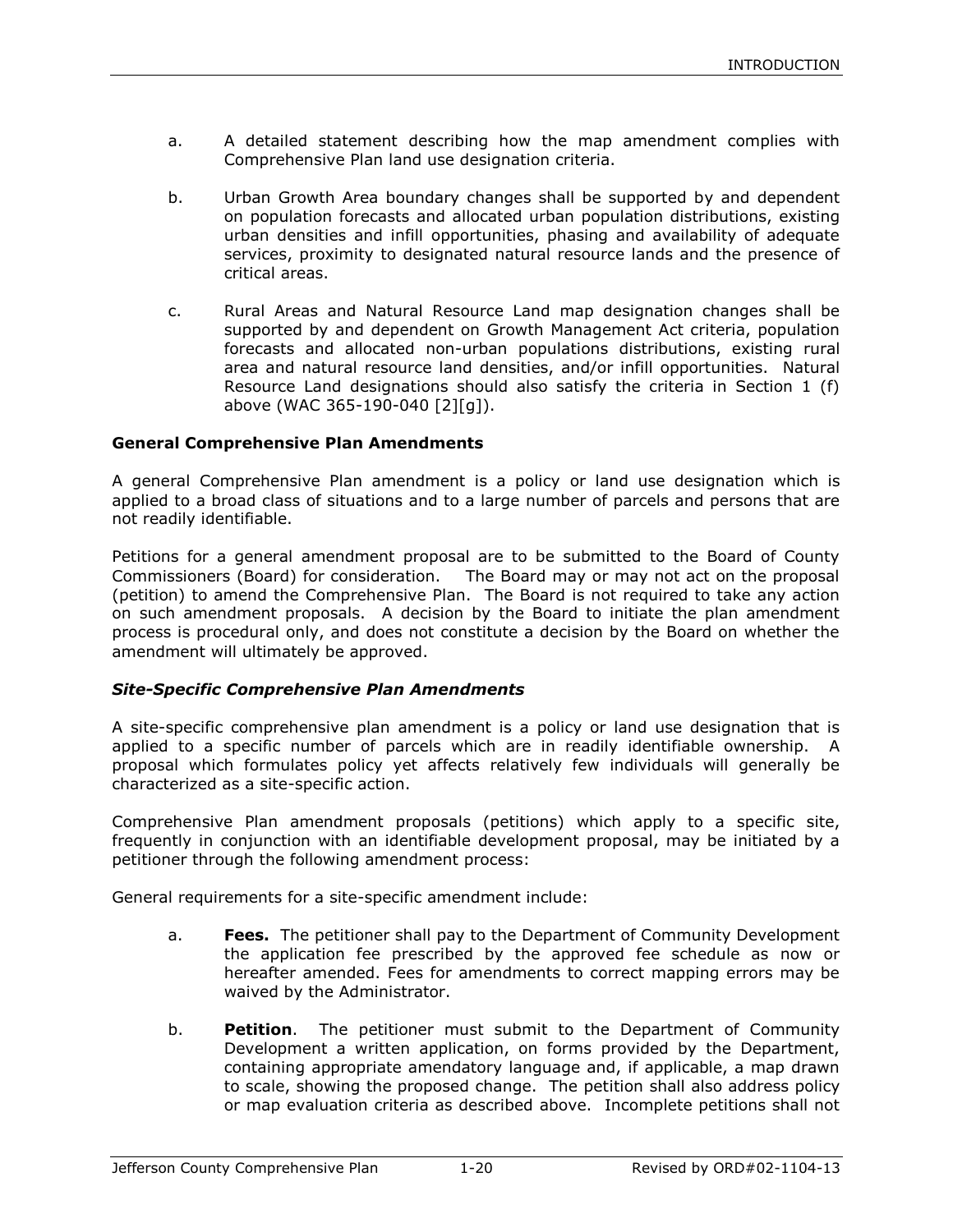a. A detailed statement describing how the map amendment complies with Comprehensive Plan land use designation criteria.

b. Urban Growth Area boundary changes shall be supported by and dependent on population forecasts and allocated urban population distributions, existing urban densities and infill opportunities, phasing and availability of adequate services, proximity to designated natural resource lands and the presence of critical areas.

c. Rural Areas and Natural Resource Land map designation changes shall be supported by and dependent on Growth Management Act criteria, population forecasts and allocated non-urban populations distributions, existing rural area and natural resource land densities, and/or infill opportunities. Natural Resource Land designations should also satisfy the criteria in Section 1 (f) above (WAC 365-190-040 [2][g]).

### General Comprehensive Plan Amendments

A general Comprehensive Plan amendment is a policy or land use designation which is applied to a broad class of situations and to a large number of parcels and persons that are not readily identifiable.

Petitions for a general amendment proposal are to be submitted to the Board of County Commissioners (Board) for consideration. The Board may or may not act on the proposal (petition) to amend the Comprehensive Plan. The Board is not required to take any action on such amendment proposals. A decision by the Board to initiate the plan amendment process is procedural only, and does not constitute a decision by the Board on whether the amendment will ultimately be approved.

### *Site-Specific Comprehensive Plan Amendments*

A site-specific comprehensive plan amendment is a policy or land use designation that is applied to a specific number of parcels which are in readily identifiable ownership. A proposal which formulates policy yet affects relatively few individuals will generally be characterized as a site-specific action.

Comprehensive Plan amendment proposals (petitions) which apply to a specific site, frequently in conjunction with an identifiable development proposal, may be initiated by a petitioner through the following amendment process:

General requirements for a site-specific amendment include:

a. **Fees.** The petitioner shall pay to the Department of Community Development the application fee prescribed by the approved fee schedule as now or hereafter amended. Fees for amendments to correct mapping errors may be waived by the Administrator.

b. **Petition**. The petitioner must submit to the Department of Community Development a written application, on forms provided by the Department, containing appropriate amendatory language and, if applicable, a map drawn to scale, showing the proposed change. The petition shall also address policy or map evaluation criteria as described above. Incomplete petitions shall not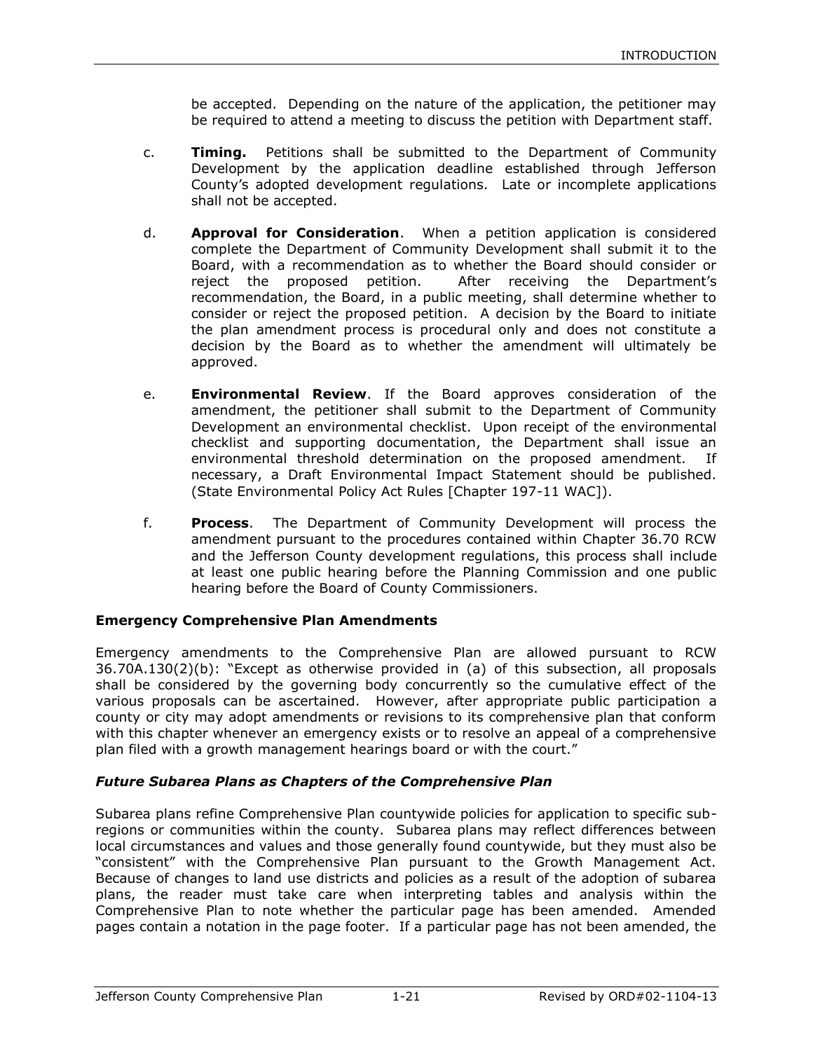be accepted. Depending on the nature of the application, the petitioner may be required to attend a meeting to discuss the petition with Department staff.

c. **Timing.** Petitions shall be submitted to the Department of Community Development by the application deadline established through Jefferson County's adopted development regulations. Late or incomplete applications shall not be accepted.

d. **Approval for Consideration**. When a petition application is considered complete the Department of Community Development shall submit it to the Board, with a recommendation as to whether the Board should consider or reject the proposed petition. After receiving the Department's recommendation, the Board, in a public meeting, shall determine whether to consider or reject the proposed petition. A decision by the Board to initiate the plan amendment process is procedural only and does not constitute a decision by the Board as to whether the amendment will ultimately be approved.

e. **Environmental Review**. If the Board approves consideration of the amendment, the petitioner shall submit to the Department of Community Development an environmental checklist. Upon receipt of the environmental checklist and supporting documentation, the Department shall issue an environmental threshold determination on the proposed amendment. If necessary, a Draft Environmental Impact Statement should be published. (State Environmental Policy Act Rules [Chapter 197-11 WAC]).

f. **Process**. The Department of Community Development will process the amendment pursuant to the procedures contained within Chapter 36.70 RCW and the Jefferson County development regulations, this process shall include at least one public hearing before the Planning Commission and one public hearing before the Board of County Commissioners.

### Emergency Comprehensive Plan Amendments

Emergency amendments to the Comprehensive Plan are allowed pursuant to RCW 36.70A.130(2)(b): "Except as otherwise provided in (a) of this subsection, all proposals shall be considered by the governing body concurrently so the cumulative effect of the various proposals can be ascertained. However, after appropriate public participation a county or city may adopt amendments or revisions to its comprehensive plan that conform with this chapter whenever an emergency exists or to resolve an appeal of a comprehensive plan filed with a growth management hearings board or with the court."

### *Future Subarea Plans as Chapters of the Comprehensive Plan*

Subarea plans refine Comprehensive Plan countywide policies for application to specific sub-regions or communities within the county. Subarea plans may reflect differences between local circumstances and values and those generally found countywide, but they must also be "consistent" with the Comprehensive Plan pursuant to the Growth Management Act. Because of changes to land use districts and policies as a result of the adoption of subarea plans, the reader must take care when interpreting tables and analysis within the Comprehensive Plan to note whether the particular page has been amended. Amended pages contain a notation in the page footer. If a particular page has not been amended, the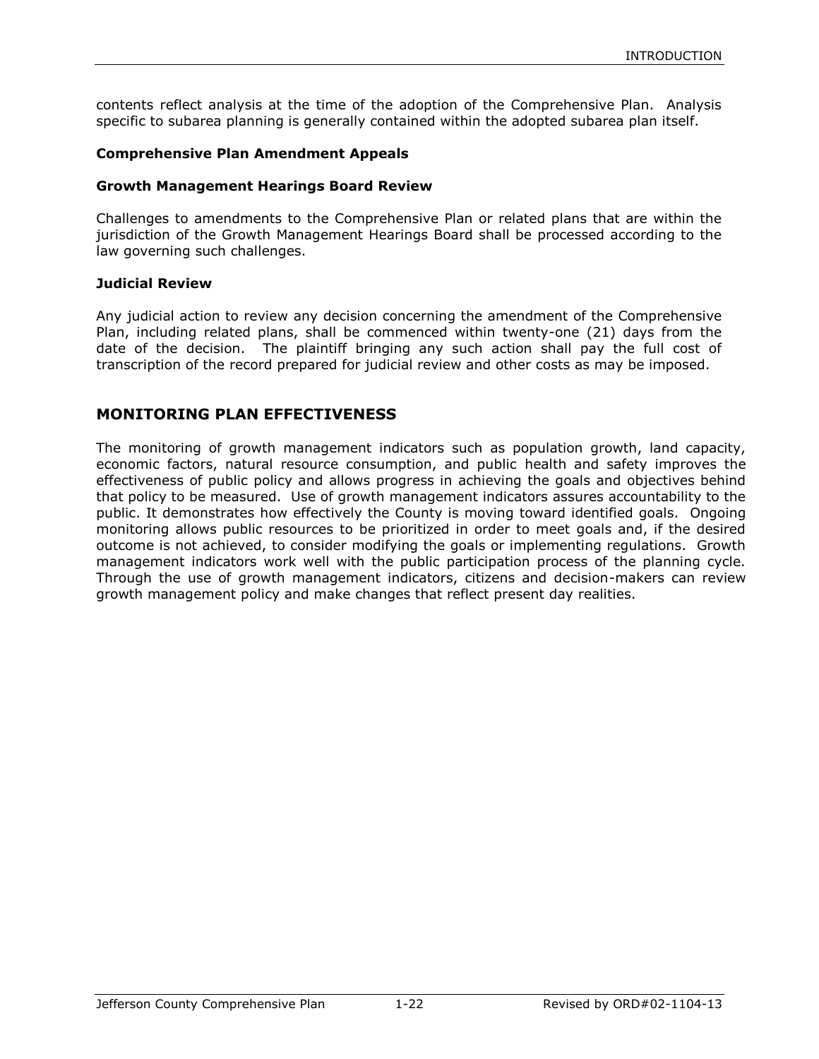contents reflect analysis at the time of the adoption of the Comprehensive Plan. Analysis specific to subarea planning is generally contained within the adopted subarea plan itself.

**Comprehensive Plan Amendment Appeals**

**Growth Management Hearings Board Review**

Challenges to amendments to the Comprehensive Plan or related plans that are within the jurisdiction of the Growth Management Hearings Board shall be processed according to the law governing such challenges.

**Judicial Review**

Any judicial action to review any decision concerning the amendment of the Comprehensive Plan, including related plans, shall be commenced within twenty-one (21) days from the date of the decision. The plaintiff bringing any such action shall pay the full cost of transcription of the record prepared for judicial review and other costs as may be imposed.

## MONITORING PLAN EFFECTIVENESS

The monitoring of growth management indicators such as population growth, land capacity, economic factors, natural resource consumption, and public health and safety improves the effectiveness of public policy and allows progress in achieving the goals and objectives behind that policy to be measured. Use of growth management indicators assures accountability to the public. It demonstrates how effectively the County is moving toward identified goals. Ongoing monitoring allows public resources to be prioritized in order to meet goals and, if the desired outcome is not achieved, to consider modifying the goals or implementing regulations. Growth management indicators work well with the public participation process of the planning cycle. Through the use of growth management indicators, citizens and decision-makers can review growth management policy and make changes that reflect present day realities.